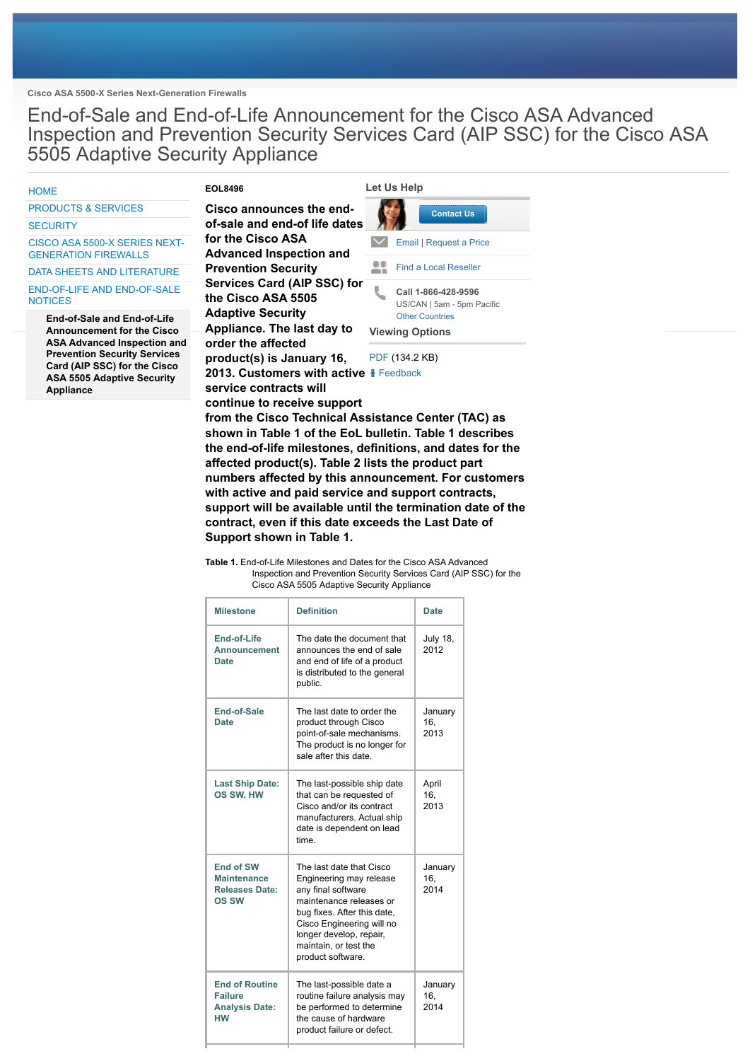Cisco ASA 5500-X Series Next-Generation Firewalls

# End-of-Sale and End-of-Life Announcement for the Cisco ASA Advanced Inspection and Prevention Security Services Card (AIP SSC) for the Cisco ASA 5505 Adaptive Security Appliance

- HOME
- PRODUCTS & SERVICES
- SECURITY
- CISCO ASA 5500-X SERIES NEXT-GENERATION FIREWALLS
- DATA SHEETS AND LITERATURE
- END-OF-LIFE AND END-OF-SALE NOTICES
  - **End-of-Sale and End-of-Life Announcement for the Cisco ASA Advanced Inspection and Prevention Security Services Card (AIP SSC) for the Cisco ASA 5505 Adaptive Security Appliance**

**EOL8496**

**Cisco announces the end-of-sale and end-of life dates for the Cisco ASA Advanced Inspection and Prevention Security Services Card (AIP SSC) for the Cisco ASA 5505 Adaptive Security Appliance. The last day to order the affected product(s) is January 16, 2013. Customers with active service contracts will continue to receive support from the Cisco Technical Assistance Center (TAC) as shown in Table 1 of the EoL bulletin. Table 1 describes the end-of-life milestones, definitions, and dates for the affected product(s). Table 2 lists the product part numbers affected by this announcement. For customers with active and paid service and support contracts, support will be available until the termination date of the contract, even if this date exceeds the Last Date of Support shown in Table 1.**

**Let Us Help**

Contact Us

Email | Request a Price

Find a Local Reseller

**Call 1-866-428-9596**
US/CAN | 5am - 5pm Pacific
Other Countries

**Viewing Options**

PDF (134.2 KB)

Feedback

**Table 1.** End-of-Life Milestones and Dates for the Cisco ASA Advanced Inspection and Prevention Security Services Card (AIP SSC) for the Cisco ASA 5505 Adaptive Security Appliance

| Milestone | Definition | Date |
|---|---|---|
| End-of-Life Announcement Date | The date the document that announces the end of sale and end of life of a product is distributed to the general public. | July 18, 2012 |
| End-of-Sale Date | The last date to order the product through Cisco point-of-sale mechanisms. The product is no longer for sale after this date. | January 16, 2013 |
| Last Ship Date: OS SW, HW | The last-possible ship date that can be requested of Cisco and/or its contract manufacturers. Actual ship date is dependent on lead time. | April 16, 2013 |
| End of SW Maintenance Releases Date: OS SW | The last date that Cisco Engineering may release any final software maintenance releases or bug fixes. After this date, Cisco Engineering will no longer develop, repair, maintain, or test the product software. | January 16, 2014 |
| End of Routine Failure Analysis Date: HW | The last-possible date a routine failure analysis may be performed to determine the cause of hardware product failure or defect. | January 16, 2014 |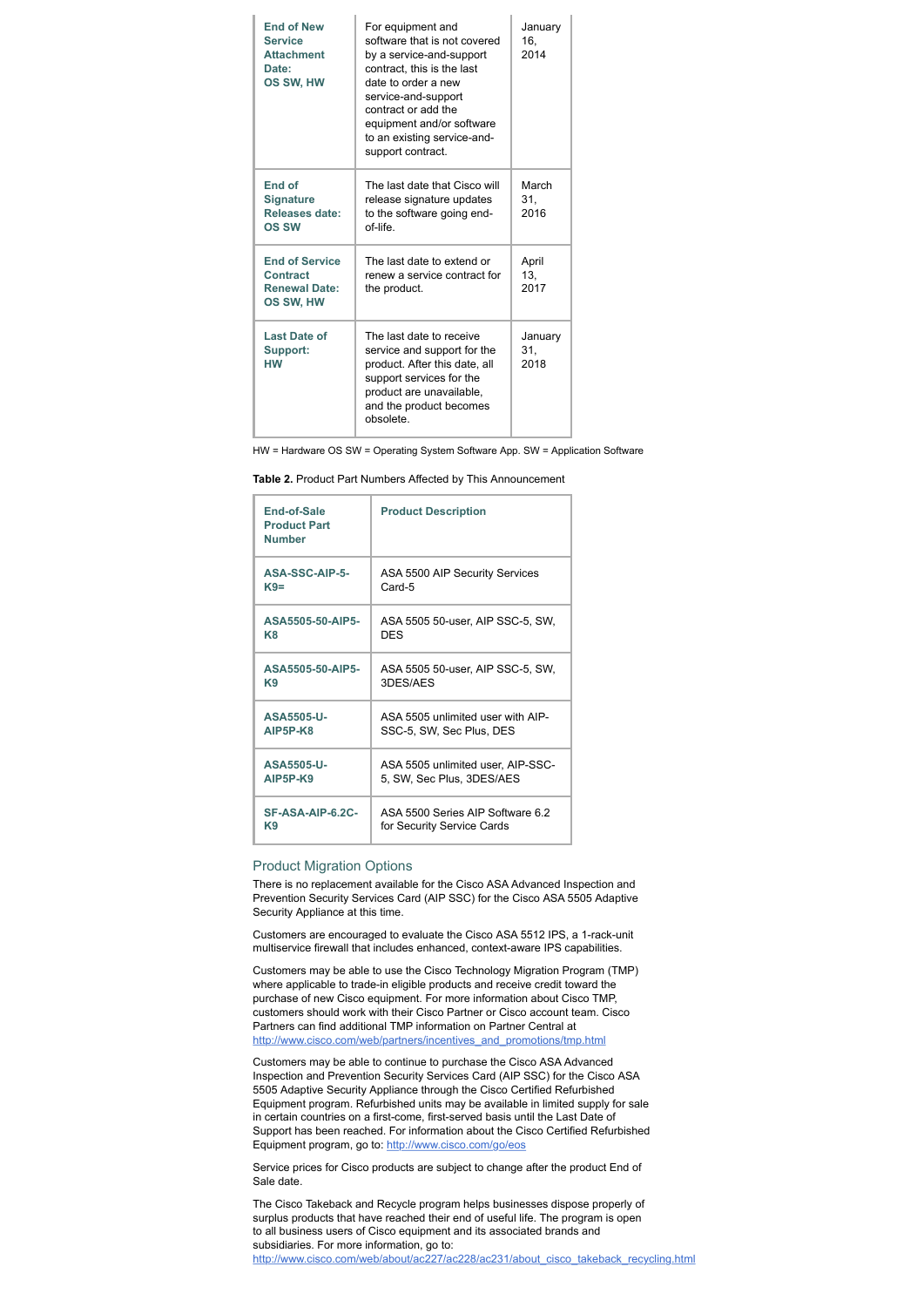| **End of New Service Attachment Date: OS SW, HW** | For equipment and software that is not covered by a service-and-support contract, this is the last date to order a new service-and-support contract or add the equipment and/or software to an existing service-and-support contract. | January 16, 2014 |
|---|---|---|
| **End of Signature Releases date: OS SW** | The last date that Cisco will release signature updates to the software going end-of-life. | March 31, 2016 |
| **End of Service Contract Renewal Date: OS SW, HW** | The last date to extend or renew a service contract for the product. | April 13, 2017 |
| **Last Date of Support: HW** | The last date to receive service and support for the product. After this date, all support services for the product are unavailable, and the product becomes obsolete. | January 31, 2018 |

HW = Hardware OS SW = Operating System Software App. SW = Application Software

**Table 2.** Product Part Numbers Affected by This Announcement

| End-of-Sale Product Part Number | Product Description |
|---|---|
| **ASA-SSC-AIP-5-K9=** | ASA 5500 AIP Security Services Card-5 |
| **ASA5505-50-AIP5-K8** | ASA 5505 50-user, AIP SSC-5, SW, DES |
| **ASA5505-50-AIP5-K9** | ASA 5505 50-user, AIP SSC-5, SW, 3DES/AES |
| **ASA5505-U-AIP5P-K8** | ASA 5505 unlimited user with AIP-SSC-5, SW, Sec Plus, DES |
| **ASA5505-U-AIP5P-K9** | ASA 5505 unlimited user, AIP-SSC-5, SW, Sec Plus, 3DES/AES |
| **SF-ASA-AIP-6.2C-K9** | ASA 5500 Series AIP Software 6.2 for Security Service Cards |

## Product Migration Options

There is no replacement available for the Cisco ASA Advanced Inspection and Prevention Security Services Card (AIP SSC) for the Cisco ASA 5505 Adaptive Security Appliance at this time.

Customers are encouraged to evaluate the Cisco ASA 5512 IPS, a 1-rack-unit multiservice firewall that includes enhanced, context-aware IPS capabilities.

Customers may be able to use the Cisco Technology Migration Program (TMP) where applicable to trade-in eligible products and receive credit toward the purchase of new Cisco equipment. For more information about Cisco TMP, customers should work with their Cisco Partner or Cisco account team. Cisco Partners can find additional TMP information on Partner Central at http://www.cisco.com/web/partners/incentives_and_promotions/tmp.html

Customers may be able to continue to purchase the Cisco ASA Advanced Inspection and Prevention Security Services Card (AIP SSC) for the Cisco ASA 5505 Adaptive Security Appliance through the Cisco Certified Refurbished Equipment program. Refurbished units may be available in limited supply for sale in certain countries on a first-come, first-served basis until the Last Date of Support has been reached. For information about the Cisco Certified Refurbished Equipment program, go to: http://www.cisco.com/go/eos

Service prices for Cisco products are subject to change after the product End of Sale date.

The Cisco Takeback and Recycle program helps businesses dispose properly of surplus products that have reached their end of useful life. The program is open to all business users of Cisco equipment and its associated brands and subsidiaries. For more information, go to: http://www.cisco.com/web/about/ac227/ac228/ac231/about_cisco_takeback_recycling.html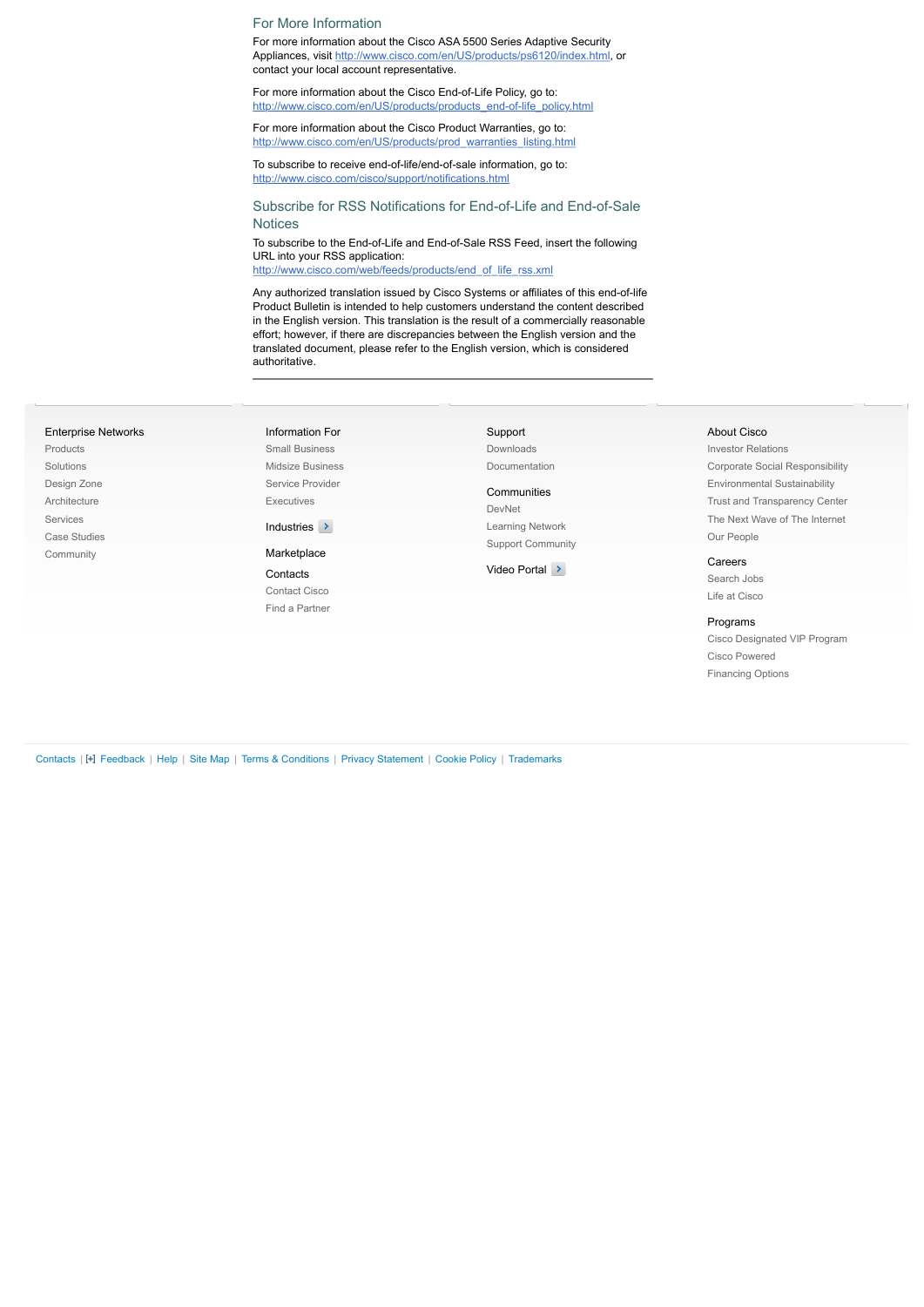## For More Information

For more information about the Cisco ASA 5500 Series Adaptive Security Appliances, visit http://www.cisco.com/en/US/products/ps6120/index.html, or contact your local account representative.

For more information about the Cisco End-of-Life Policy, go to: http://www.cisco.com/en/US/products/products_end-of-life_policy.html

For more information about the Cisco Product Warranties, go to: http://www.cisco.com/en/US/products/prod_warranties_listing.html

To subscribe to receive end-of-life/end-of-sale information, go to: http://www.cisco.com/cisco/support/notifications.html

## Subscribe for RSS Notifications for End-of-Life and End-of-Sale Notices

To subscribe to the End-of-Life and End-of-Sale RSS Feed, insert the following URL into your RSS application: http://www.cisco.com/web/feeds/products/end_of_life_rss.xml

Any authorized translation issued by Cisco Systems or affiliates of this end-of-life Product Bulletin is intended to help customers understand the content described in the English version. This translation is the result of a commercially reasonable effort; however, if there are discrepancies between the English version and the translated document, please refer to the English version, which is considered authoritative.

---

**Enterprise Networks**
- Products
- Solutions
- Design Zone
- Architecture
- Services
- Case Studies
- Community

**Information For**
- Small Business
- Midsize Business
- Service Provider
- Executives

**Industries**

**Marketplace**

**Contacts**
- Contact Cisco
- Find a Partner

**Support**
- Downloads
- Documentation

**Communities**
- DevNet
- Learning Network
- Support Community

**Video Portal**

**About Cisco**
- Investor Relations
- Corporate Social Responsibility
- Environmental Sustainability
- Trust and Transparency Center
- The Next Wave of The Internet
- Our People

**Careers**
- Search Jobs
- Life at Cisco

**Programs**
- Cisco Designated VIP Program
- Cisco Powered
- Financing Options

Contacts | [+] Feedback | Help | Site Map | Terms & Conditions | Privacy Statement | Cookie Policy | Trademarks